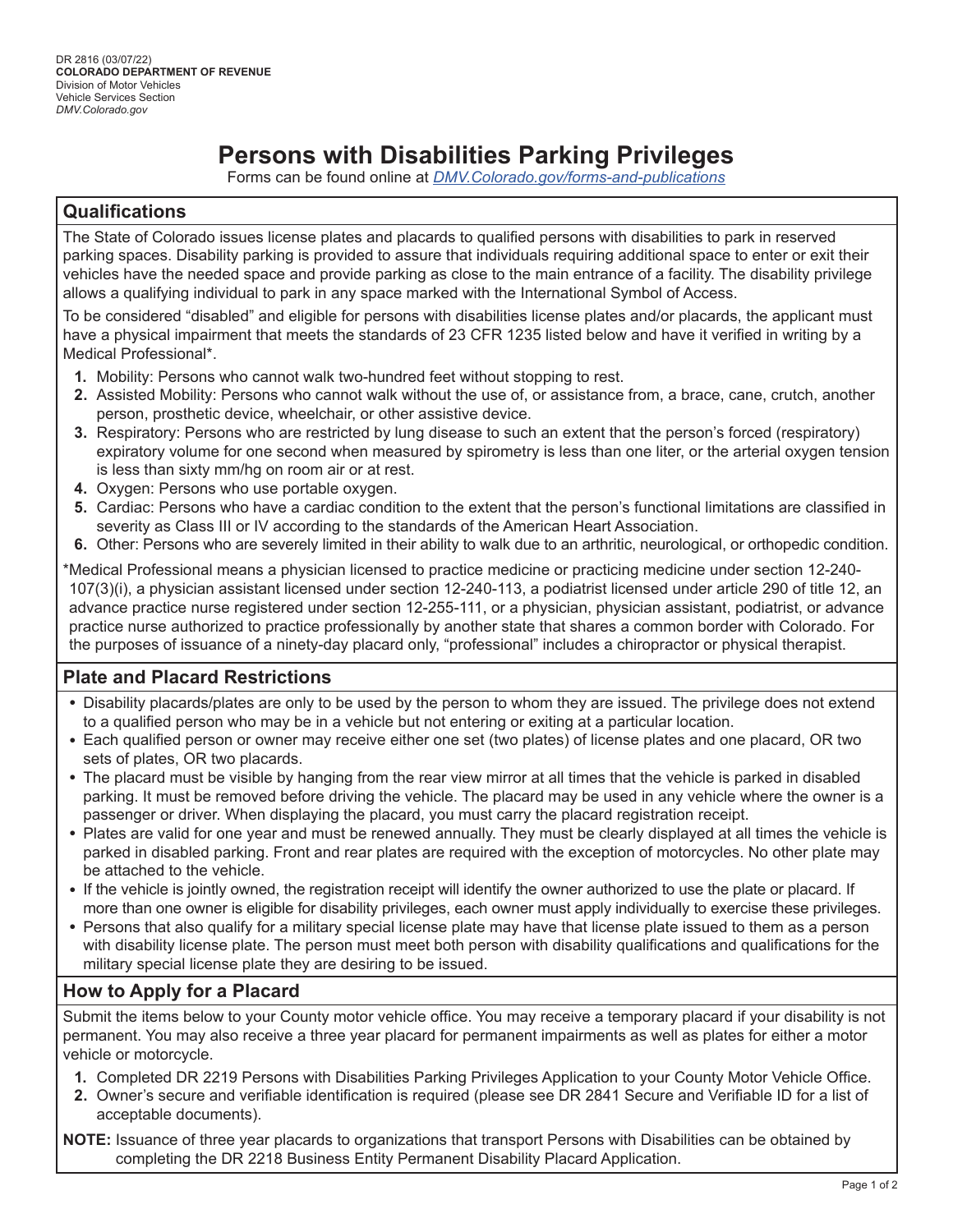DR 2816 (03/07/22)
**COLORADO DEPARTMENT OF REVENUE**
Division of Motor Vehicles
Vehicle Services Section
*DMV.Colorado.gov*

# Persons with Disabilities Parking Privileges

Forms can be found online at [DMV.Colorado.gov/forms-and-publications](DMV.Colorado.gov/forms-and-publications)

## Qualifications

The State of Colorado issues license plates and placards to qualified persons with disabilities to park in reserved parking spaces. Disability parking is provided to assure that individuals requiring additional space to enter or exit their vehicles have the needed space and provide parking as close to the main entrance of a facility. The disability privilege allows a qualifying individual to park in any space marked with the International Symbol of Access.

To be considered "disabled" and eligible for persons with disabilities license plates and/or placards, the applicant must have a physical impairment that meets the standards of 23 CFR 1235 listed below and have it verified in writing by a Medical Professional*.

1. Mobility: Persons who cannot walk two-hundred feet without stopping to rest.
2. Assisted Mobility: Persons who cannot walk without the use of, or assistance from, a brace, cane, crutch, another person, prosthetic device, wheelchair, or other assistive device.
3. Respiratory: Persons who are restricted by lung disease to such an extent that the person's forced (respiratory) expiratory volume for one second when measured by spirometry is less than one liter, or the arterial oxygen tension is less than sixty mm/hg on room air or at rest.
4. Oxygen: Persons who use portable oxygen.
5. Cardiac: Persons who have a cardiac condition to the extent that the person's functional limitations are classified in severity as Class III or IV according to the standards of the American Heart Association.
6. Other: Persons who are severely limited in their ability to walk due to an arthritic, neurological, or orthopedic condition.

*Medical Professional means a physician licensed to practice medicine or practicing medicine under section 12-240-107(3)(i), a physician assistant licensed under section 12-240-113, a podiatrist licensed under article 290 of title 12, an advance practice nurse registered under section 12-255-111, or a physician, physician assistant, podiatrist, or advance practice nurse authorized to practice professionally by another state that shares a common border with Colorado. For the purposes of issuance of a ninety-day placard only, "professional" includes a chiropractor or physical therapist.

## Plate and Placard Restrictions

- Disability placards/plates are only to be used by the person to whom they are issued. The privilege does not extend to a qualified person who may be in a vehicle but not entering or exiting at a particular location.
- Each qualified person or owner may receive either one set (two plates) of license plates and one placard, OR two sets of plates, OR two placards.
- The placard must be visible by hanging from the rear view mirror at all times that the vehicle is parked in disabled parking. It must be removed before driving the vehicle. The placard may be used in any vehicle where the owner is a passenger or driver. When displaying the placard, you must carry the placard registration receipt.
- Plates are valid for one year and must be renewed annually. They must be clearly displayed at all times the vehicle is parked in disabled parking. Front and rear plates are required with the exception of motorcycles. No other plate may be attached to the vehicle.
- If the vehicle is jointly owned, the registration receipt will identify the owner authorized to use the plate or placard. If more than one owner is eligible for disability privileges, each owner must apply individually to exercise these privileges.
- Persons that also qualify for a military special license plate may have that license plate issued to them as a person with disability license plate. The person must meet both person with disability qualifications and qualifications for the military special license plate they are desiring to be issued.

## How to Apply for a Placard

Submit the items below to your County motor vehicle office. You may receive a temporary placard if your disability is not permanent. You may also receive a three year placard for permanent impairments as well as plates for either a motor vehicle or motorcycle.

1. Completed DR 2219 Persons with Disabilities Parking Privileges Application to your County Motor Vehicle Office.
2. Owner's secure and verifiable identification is required (please see DR 2841 Secure and Verifiable ID for a list of acceptable documents).

**NOTE:** Issuance of three year placards to organizations that transport Persons with Disabilities can be obtained by completing the DR 2218 Business Entity Permanent Disability Placard Application.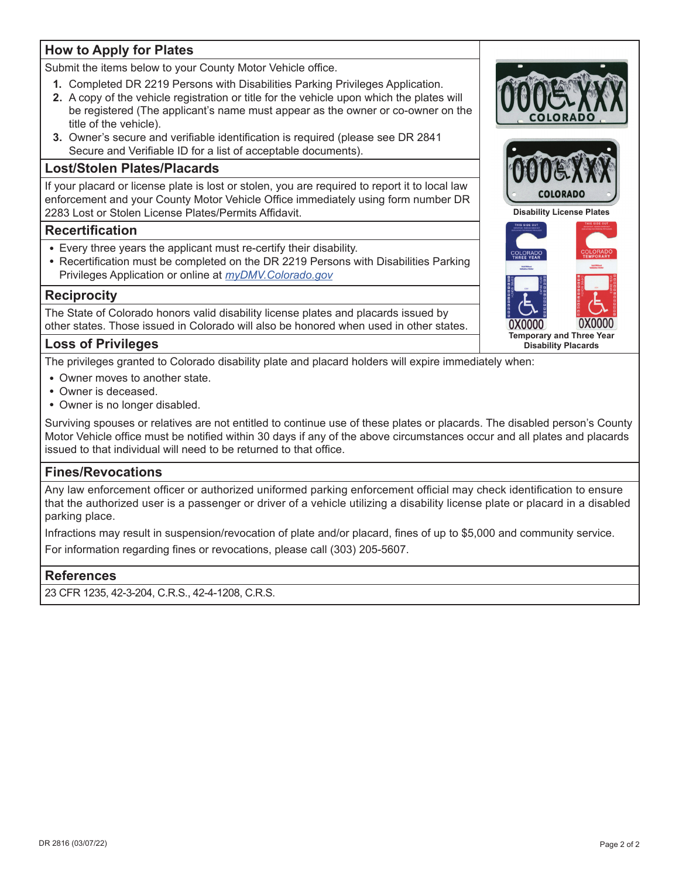## How to Apply for Plates

Submit the items below to your County Motor Vehicle office.

1. Completed DR 2219 Persons with Disabilities Parking Privileges Application.
2. A copy of the vehicle registration or title for the vehicle upon which the plates will be registered (The applicant's name must appear as the owner or co-owner on the title of the vehicle).
3. Owner's secure and verifiable identification is required (please see DR 2841 Secure and Verifiable ID for a list of acceptable documents).

## Lost/Stolen Plates/Placards

If your placard or license plate is lost or stolen, you are required to report it to local law enforcement and your County Motor Vehicle Office immediately using form number DR 2283 Lost or Stolen License Plates/Permits Affidavit.

## Recertification

- Every three years the applicant must re-certify their disability.
- Recertification must be completed on the DR 2219 Persons with Disabilities Parking Privileges Application or online at *myDMV.Colorado.gov*

## Reciprocity

The State of Colorado honors valid disability license plates and placards issued by other states. Those issued in Colorado will also be honored when used in other states.

Disability License Plates

Temporary and Three Year Disability Placards

## Loss of Privileges

The privileges granted to Colorado disability plate and placard holders will expire immediately when:

- Owner moves to another state.
- Owner is deceased.
- Owner is no longer disabled.

Surviving spouses or relatives are not entitled to continue use of these plates or placards. The disabled person's County Motor Vehicle office must be notified within 30 days if any of the above circumstances occur and all plates and placards issued to that individual will need to be returned to that office.

## Fines/Revocations

Any law enforcement officer or authorized uniformed parking enforcement official may check identification to ensure that the authorized user is a passenger or driver of a vehicle utilizing a disability license plate or placard in a disabled parking place.

Infractions may result in suspension/revocation of plate and/or placard, fines of up to $5,000 and community service.

For information regarding fines or revocations, please call (303) 205-5607.

## References

23 CFR 1235, 42-3-204, C.R.S., 42-4-1208, C.R.S.

DR 2816 (03/07/22)